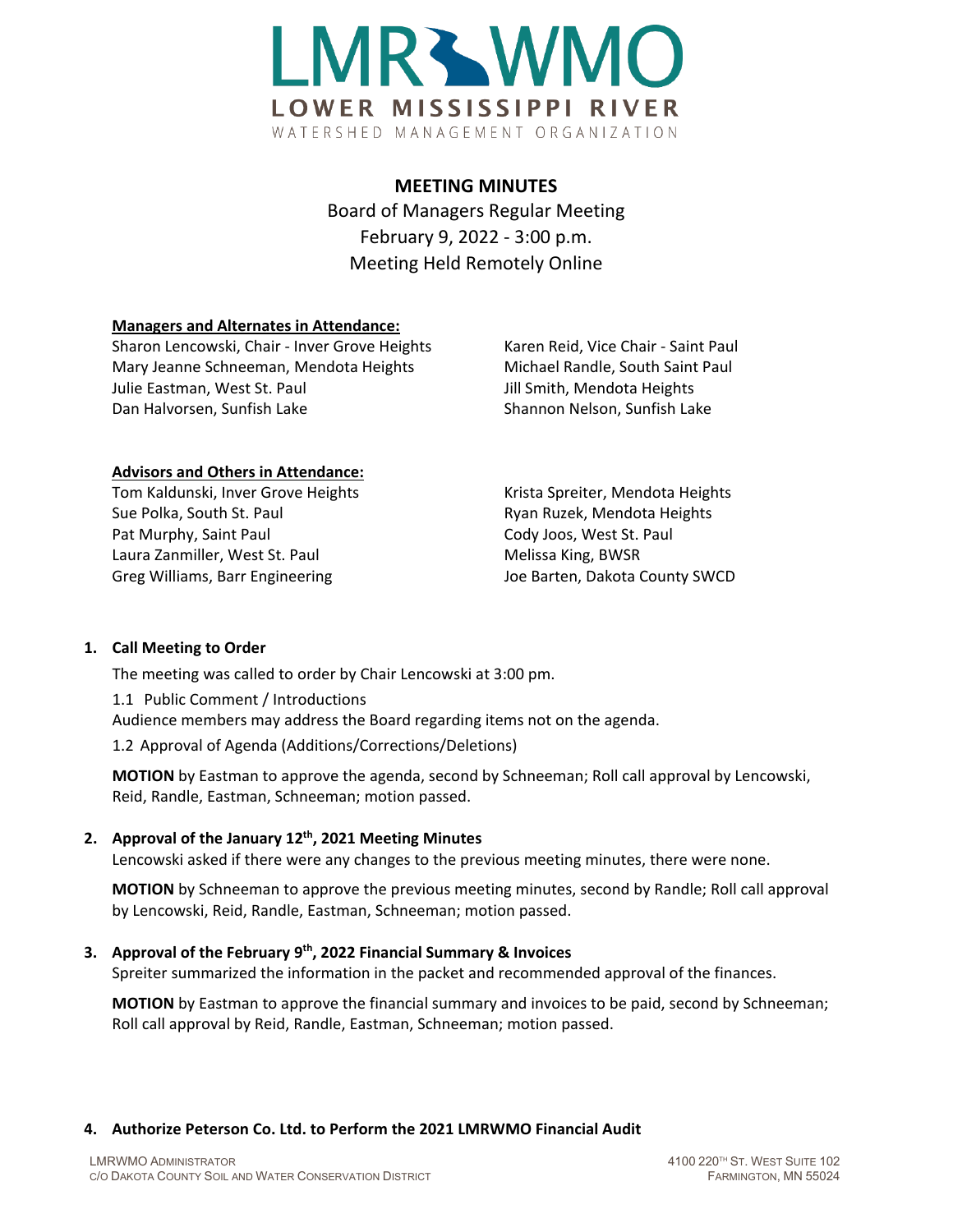# LMR WMO

LOWER MISSISSIPPI RIVER

WATERSHED MANAGEMENT ORGANIZATION

## MEETING MINUTES

Board of Managers Regular Meeting
February 9, 2022 - 3:00 p.m.
Meeting Held Remotely Online

**Managers and Alternates in Attendance:**

Sharon Lencowski, Chair - Inver Grove Heights
Karen Reid, Vice Chair - Saint Paul
Mary Jeanne Schneeman, Mendota Heights
Michael Randle, South Saint Paul
Julie Eastman, West St. Paul
Jill Smith, Mendota Heights
Dan Halvorsen, Sunfish Lake
Shannon Nelson, Sunfish Lake

**Advisors and Others in Attendance:**

Tom Kaldunski, Inver Grove Heights
Krista Spreiter, Mendota Heights
Sue Polka, South St. Paul
Ryan Ruzek, Mendota Heights
Pat Murphy, Saint Paul
Cody Joos, West St. Paul
Laura Zanmiller, West St. Paul
Melissa King, BWSR
Greg Williams, Barr Engineering
Joe Barten, Dakota County SWCD

### 1. Call Meeting to Order

The meeting was called to order by Chair Lencowski at 3:00 pm.

1.1 Public Comment / Introductions

Audience members may address the Board regarding items not on the agenda.

1.2 Approval of Agenda (Additions/Corrections/Deletions)

**MOTION** by Eastman to approve the agenda, second by Schneeman; Roll call approval by Lencowski, Reid, Randle, Eastman, Schneeman; motion passed.

### 2. Approval of the January 12th, 2021 Meeting Minutes

Lencowski asked if there were any changes to the previous meeting minutes, there were none.

**MOTION** by Schneeman to approve the previous meeting minutes, second by Randle; Roll call approval by Lencowski, Reid, Randle, Eastman, Schneeman; motion passed.

### 3. Approval of the February 9th, 2022 Financial Summary & Invoices

Spreiter summarized the information in the packet and recommended approval of the finances.

**MOTION** by Eastman to approve the financial summary and invoices to be paid, second by Schneeman; Roll call approval by Reid, Randle, Eastman, Schneeman; motion passed.

### 4. Authorize Peterson Co. Ltd. to Perform the 2021 LMRWMO Financial Audit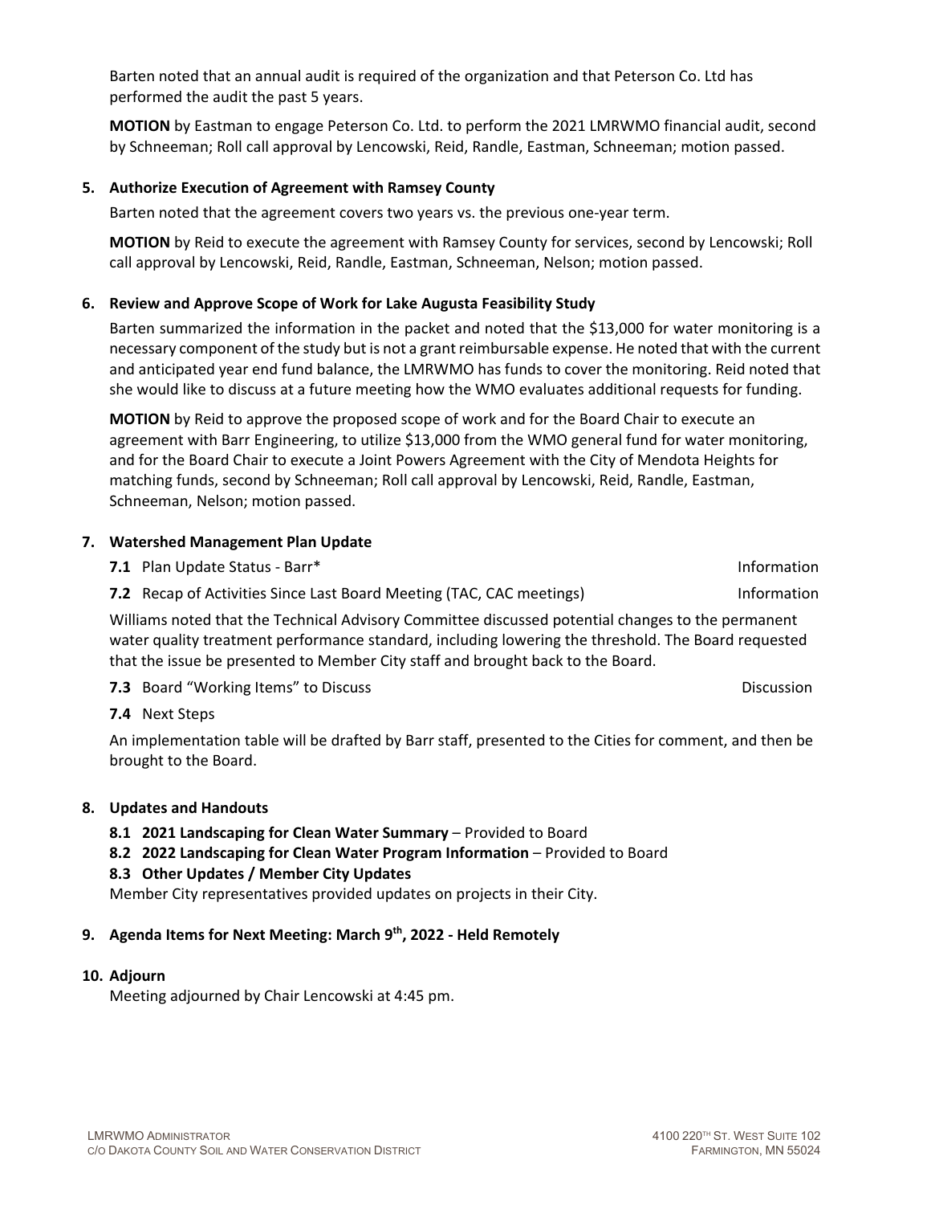Barten noted that an annual audit is required of the organization and that Peterson Co. Ltd has performed the audit the past 5 years.

**MOTION** by Eastman to engage Peterson Co. Ltd. to perform the 2021 LMRWMO financial audit, second by Schneeman; Roll call approval by Lencowski, Reid, Randle, Eastman, Schneeman; motion passed.

**5. Authorize Execution of Agreement with Ramsey County**

Barten noted that the agreement covers two years vs. the previous one-year term.

**MOTION** by Reid to execute the agreement with Ramsey County for services, second by Lencowski; Roll call approval by Lencowski, Reid, Randle, Eastman, Schneeman, Nelson; motion passed.

**6. Review and Approve Scope of Work for Lake Augusta Feasibility Study**

Barten summarized the information in the packet and noted that the $13,000 for water monitoring is a necessary component of the study but is not a grant reimbursable expense. He noted that with the current and anticipated year end fund balance, the LMRWMO has funds to cover the monitoring. Reid noted that she would like to discuss at a future meeting how the WMO evaluates additional requests for funding.

**MOTION** by Reid to approve the proposed scope of work and for the Board Chair to execute an agreement with Barr Engineering, to utilize $13,000 from the WMO general fund for water monitoring, and for the Board Chair to execute a Joint Powers Agreement with the City of Mendota Heights for matching funds, second by Schneeman; Roll call approval by Lencowski, Reid, Randle, Eastman, Schneeman, Nelson; motion passed.

**7. Watershed Management Plan Update**

**7.1** Plan Update Status - Barr* Information

**7.2** Recap of Activities Since Last Board Meeting (TAC, CAC meetings) Information

Williams noted that the Technical Advisory Committee discussed potential changes to the permanent water quality treatment performance standard, including lowering the threshold. The Board requested that the issue be presented to Member City staff and brought back to the Board.

**7.3** Board "Working Items" to Discuss Discussion

**7.4** Next Steps

An implementation table will be drafted by Barr staff, presented to the Cities for comment, and then be brought to the Board.

**8. Updates and Handouts**

**8.1 2021 Landscaping for Clean Water Summary** – Provided to Board
**8.2 2022 Landscaping for Clean Water Program Information** – Provided to Board
**8.3 Other Updates / Member City Updates**
Member City representatives provided updates on projects in their City.

**9. Agenda Items for Next Meeting: March 9th, 2022 - Held Remotely**

**10. Adjourn**

Meeting adjourned by Chair Lencowski at 4:45 pm.